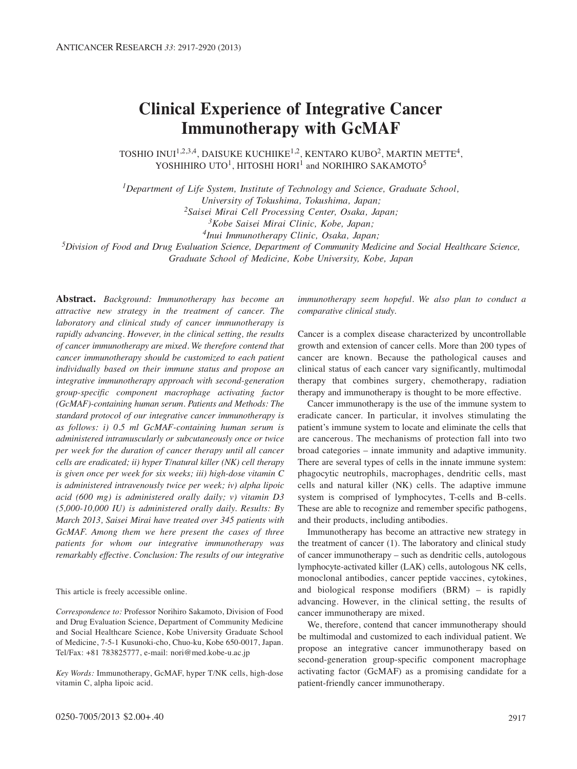# Clinical Experience of Integrative Cancer Immunotherapy with GcMAF

TOSHIO INUI[1,2,3,4], DAISUKE KUCHIIKE[1,2], KENTARO KUBO[2], MARTIN METTE[4], YOSHIHIRO UTO[1], HITOSHI HORI[1] and NORIHIRO SAKAMOTO[5]

*[1]Department of Life System, Institute of Technology and Science, Graduate School, University of Tokushima, Tokushima, Japan;*
*[2]Saisei Mirai Cell Processing Center, Osaka, Japan;*
*[3]Kobe Saisei Mirai Clinic, Kobe, Japan;*
*[4]Inui Immunotherapy Clinic, Osaka, Japan;*
*[5]Division of Food and Drug Evaluation Science, Department of Community Medicine and Social Healthcare Science, Graduate School of Medicine, Kobe University, Kobe, Japan*

**Abstract.** *Background: Immunotherapy has become an attractive new strategy in the treatment of cancer. The laboratory and clinical study of cancer immunotherapy is rapidly advancing. However, in the clinical setting, the results of cancer immunotherapy are mixed. We therefore contend that cancer immunotherapy should be customized to each patient individually based on their immune status and propose an integrative immunotherapy approach with second-generation group-specific component macrophage activating factor (GcMAF)-containing human serum. Patients and Methods: The standard protocol of our integrative cancer immunotherapy is as follows: i) 0.5 ml GcMAF-containing human serum is administered intramuscularly or subcutaneously once or twice per week for the duration of cancer therapy until all cancer cells are eradicated; ii) hyper T/natural killer (NK) cell therapy is given once per week for six weeks; iii) high-dose vitamin C is administered intravenously twice per week; iv) alpha lipoic acid (600 mg) is administered orally daily; v) vitamin D3 (5,000-10,000 IU) is administered orally daily. Results: By March 2013, Saisei Mirai have treated over 345 patients with GcMAF. Among them we here present the cases of three patients for whom our integrative immunotherapy was remarkably effective. Conclusion: The results of our integrative immunotherapy seem hopeful. We also plan to conduct a comparative clinical study.*

This article is freely accessible online.

*Correspondence to:* Professor Norihiro Sakamoto, Division of Food and Drug Evaluation Science, Department of Community Medicine and Social Healthcare Science, Kobe University Graduate School of Medicine, 7-5-1 Kusunoki-cho, Chuo-ku, Kobe 650-0017, Japan. Tel/Fax: +81 783825777, e-mail: nori@med.kobe-u.ac.jp

*Key Words:* Immunotherapy, GcMAF, hyper T/NK cells, high-dose vitamin C, alpha lipoic acid.

Cancer is a complex disease characterized by uncontrollable growth and extension of cancer cells. More than 200 types of cancer are known. Because the pathological causes and clinical status of each cancer vary significantly, multimodal therapy that combines surgery, chemotherapy, radiation therapy and immunotherapy is thought to be more effective.

Cancer immunotherapy is the use of the immune system to eradicate cancer. In particular, it involves stimulating the patient's immune system to locate and eliminate the cells that are cancerous. The mechanisms of protection fall into two broad categories – innate immunity and adaptive immunity. There are several types of cells in the innate immune system: phagocytic neutrophils, macrophages, dendritic cells, mast cells and natural killer (NK) cells. The adaptive immune system is comprised of lymphocytes, T-cells and B-cells. These are able to recognize and remember specific pathogens, and their products, including antibodies.

Immunotherapy has become an attractive new strategy in the treatment of cancer (1). The laboratory and clinical study of cancer immunotherapy – such as dendritic cells, autologous lymphocyte-activated killer (LAK) cells, autologous NK cells, monoclonal antibodies, cancer peptide vaccines, cytokines, and biological response modifiers (BRM) – is rapidly advancing. However, in the clinical setting, the results of cancer immunotherapy are mixed.

We, therefore, contend that cancer immunotherapy should be multimodal and customized to each individual patient. We propose an integrative cancer immunotherapy based on second-generation group-specific component macrophage activating factor (GcMAF) as a promising candidate for a patient-friendly cancer immunotherapy.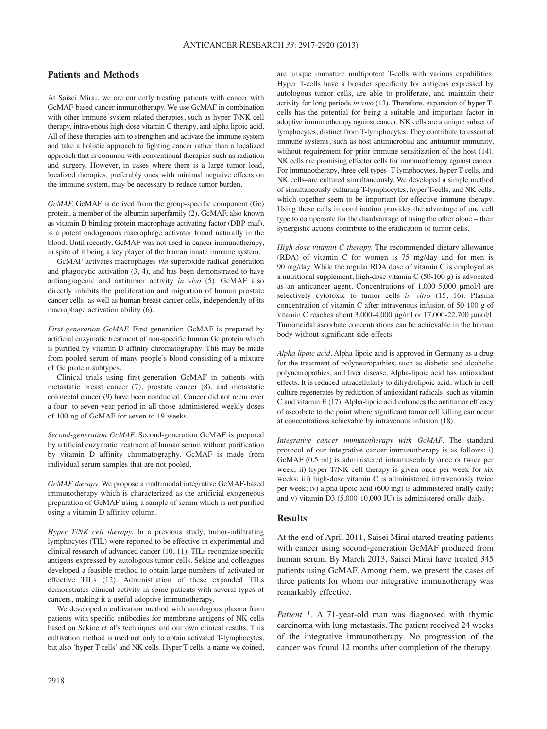## Patients and Methods

At Saisei Mirai, we are currently treating patients with cancer with GcMAF-based cancer immunotherapy. We use GcMAF in combination with other immune system-related therapies, such as hyper T/NK cell therapy, intravenous high-dose vitamin C therapy, and alpha lipoic acid. All of these therapies aim to strengthen and activate the immune system and take a holistic approach to fighting cancer rather than a localized approach that is common with conventional therapies such as radiation and surgery. However, in cases where there is a large tumor load, localized therapies, preferably ones with minimal negative effects on the immune system, may be necessary to reduce tumor burden.

*GcMAF.* GcMAF is derived from the group-specific component (Gc) protein, a member of the albumin superfamily (2). GcMAF, also known as vitamin D binding protein-macrophage activating factor (DBP-maf), is a potent endogenous macrophage activator found naturally in the blood. Until recently, GcMAF was not used in cancer immunotherapy, in spite of it being a key player of the human innate immune system.

GcMAF activates macrophages *via* superoxide radical generation and phagocytic activation (3, 4), and has been demonstrated to have antiangiogenic and antitumor activity *in vivo* (5). GcMAF also directly inhibits the proliferation and migration of human prostate cancer cells, as well as human breast cancer cells, independently of its macrophage activation ability (6).

*First-generation GcMAF.* First-generation GcMAF is prepared by artificial enzymatic treatment of non-specific human Gc protein which is purified by vitamin D affinity chromatography. This may be made from pooled serum of many people's blood consisting of a mixture of Gc protein subtypes.

Clinical trials using first-generation GcMAF in patients with metastatic breast cancer (7), prostate cancer (8), and metastatic colorectal cancer (9) have been conducted. Cancer did not recur over a four- to seven-year period in all those administered weekly doses of 100 ng of GcMAF for seven to 19 weeks.

*Second-generation GcMAF.* Second-generation GcMAF is prepared by artificial enzymatic treatment of human serum without purification by vitamin D affinity chromatography. GcMAF is made from individual serum samples that are not pooled.

*GcMAF therapy.* We propose a multimodal integrative GcMAF-based immunotherapy which is characterized as the artificial exogeneous preparation of GcMAF using a sample of serum which is not purified using a vitamin D affinity column.

*Hyper T/NK cell therapy.* In a previous study, tumor-infiltrating lymphocytes (TIL) were reported to be effective in experimental and clinical research of advanced cancer (10, 11). TILs recognize specific antigens expressed by autologous tumor cells. Sekine and colleagues developed a feasible method to obtain large numbers of activated or effective TILs (12). Administration of these expanded TILs demonstrates clinical activity in some patients with several types of cancers, making it a useful adoptive immunotherapy.

We developed a cultivation method with autologous plasma from patients with specific antibodies for membrane antigens of NK cells based on Sekine et al's techniques and our own clinical results. This cultivation method is used not only to obtain activated T-lymphocytes, but also 'hyper T-cells' and NK cells. Hyper T-cells, a name we coined, are unique immature multipotent T-cells with various capabilities. Hyper T-cells have a broader specificity for antigens expressed by autologous tumor cells, are able to proliferate, and maintain their activity for long periods *in vivo* (13). Therefore, expansion of hyper T-cells has the potential for being a suitable and important factor in adoptive immunotherapy against cancer. NK cells are a unique subset of lymphocytes, distinct from T-lymphocytes. They contribute to essential immune systems, such as host antimicrobial and antitumor immunity, without requirement for prior immune sensitization of the host (14). NK cells are promising effector cells for immunotherapy against cancer. For immunotherapy, three cell types–T-lymphocytes, hyper T-cells, and NK cells–are cultured simultaneously. We developed a simple method of simultaneously culturing T-lymphocytes, hyper T-cells, and NK cells, which together seem to be important for effective immune therapy. Using these cells in combination provides the advantage of one cell type to compensate for the disadvantage of using the other alone – their synergistic actions contribute to the eradication of tumor cells.

*High-dose vitamin C therapy.* The recommended dietary allowance (RDA) of vitamin C for women is 75 mg/day and for men is 90 mg/day. While the regular RDA dose of vitamin C is employed as a nutritional supplement, high-dose vitamin C (50-100 g) is advocated as an anticancer agent. Concentrations of 1,000-5,000 μmol/l are selectively cytotoxic to tumor cells *in vitro* (15, 16). Plasma concentration of vitamin C after intravenous infusion of 50-100 g of vitamin C reaches about 3,000-4,000 μg/ml or 17,000-22,700 μmol/l. Tumoricidal ascorbate concentrations can be achievable in the human body without significant side-effects.

*Alpha lipoic acid.* Alpha-lipoic acid is approved in Germany as a drug for the treatment of polyneuropathies, such as diabetic and alcoholic polyneuropathies, and liver disease. Alpha-lipoic acid has antioxidant effects. It is reduced intracellularly to dihydrolipoic acid, which in cell culture regenerates by reduction of antioxidant radicals, such as vitamin C and vitamin E (17). Alpha-lipoic acid enhances the antitumor efficacy of ascorbate to the point where significant tumor cell killing can occur at concentrations achievable by intravenous infusion (18).

*Integrative cancer immunotherapy with GcMAF.* The standard protocol of our integrative cancer immunotherapy is as follows: i) GcMAF (0.5 ml) is administered intramuscularly once or twice per week; ii) hyper T/NK cell therapy is given once per week for six weeks; iii) high-dose vitamin C is administered intravenously twice per week; iv) alpha lipoic acid (600 mg) is administered orally daily; and v) vitamin D3 (5,000-10,000 IU) is administered orally daily.

## Results

At the end of April 2011, Saisei Mirai started treating patients with cancer using second-generation GcMAF produced from human serum. By March 2013, Saisei Mirai have treated 345 patients using GcMAF. Among them, we present the cases of three patients for whom our integrative immunotherapy was remarkably effective.

*Patient 1.* A 71-year-old man was diagnosed with thymic carcinoma with lung metastasis. The patient received 24 weeks of the integrative immunotherapy. No progression of the cancer was found 12 months after completion of the therapy.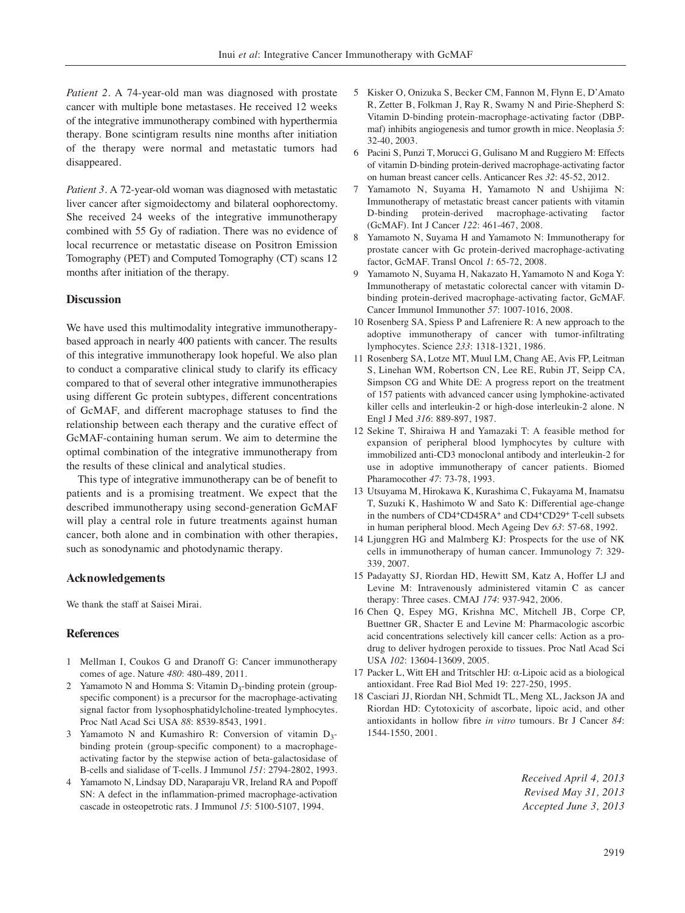*Patient 2*. A 74-year-old man was diagnosed with prostate cancer with multiple bone metastases. He received 12 weeks of the integrative immunotherapy combined with hyperthermia therapy. Bone scintigram results nine months after initiation of the therapy were normal and metastatic tumors had disappeared.

*Patient 3*. A 72-year-old woman was diagnosed with metastatic liver cancer after sigmoidectomy and bilateral oophorectomy. She received 24 weeks of the integrative immunotherapy combined with 55 Gy of radiation. There was no evidence of local recurrence or metastatic disease on Positron Emission Tomography (PET) and Computed Tomography (CT) scans 12 months after initiation of the therapy.

## Discussion

We have used this multimodality integrative immunotherapy-based approach in nearly 400 patients with cancer. The results of this integrative immunotherapy look hopeful. We also plan to conduct a comparative clinical study to clarify its efficacy compared to that of several other integrative immunotherapies using different Gc protein subtypes, different concentrations of GcMAF, and different macrophage statuses to find the relationship between each therapy and the curative effect of GcMAF-containing human serum. We aim to determine the optimal combination of the integrative immunotherapy from the results of these clinical and analytical studies.

This type of integrative immunotherapy can be of benefit to patients and is a promising treatment. We expect that the described immunotherapy using second-generation GcMAF will play a central role in future treatments against human cancer, both alone and in combination with other therapies, such as sonodynamic and photodynamic therapy.

## Acknowledgements

We thank the staff at Saisei Mirai.

## References

1. Mellman I, Coukos G and Dranoff G: Cancer immunotherapy comes of age. Nature *480*: 480-489, 2011.
2. Yamamoto N and Homma S: Vitamin $D_3$-binding protein (group-specific component) is a precursor for the macrophage-activating signal factor from lysophosphatidylcholine-treated lymphocytes. Proc Natl Acad Sci USA *88*: 8539-8543, 1991.
3. Yamamoto N and Kumashiro R: Conversion of vitamin $D_3$-binding protein (group-specific component) to a macrophage-activating factor by the stepwise action of beta-galactosidase of B-cells and sialidase of T-cells. J Immunol *151*: 2794-2802, 1993.
4. Yamamoto N, Lindsay DD, Naraparaju VR, Ireland RA and Popoff SN: A defect in the inflammation-primed macrophage-activation cascade in osteopetrotic rats. J Immunol *15*: 5100-5107, 1994.
5. Kisker O, Onizuka S, Becker CM, Fannon M, Flynn E, D'Amato R, Zetter B, Folkman J, Ray R, Swamy N and Pirie-Shepherd S: Vitamin D-binding protein-macrophage-activating factor (DBP-maf) inhibits angiogenesis and tumor growth in mice. Neoplasia *5*: 32-40, 2003.
6. Pacini S, Punzi T, Morucci G, Gulisano M and Ruggiero M: Effects of vitamin D-binding protein-derived macrophage-activating factor on human breast cancer cells. Anticancer Res *32*: 45-52, 2012.
7. Yamamoto N, Suyama H, Yamamoto N and Ushijima N: Immunotherapy of metastatic breast cancer patients with vitamin D-binding protein-derived macrophage-activating factor (GcMAF). Int J Cancer *122*: 461-467, 2008.
8. Yamamoto N, Suyama H and Yamamoto N: Immunotherapy for prostate cancer with Gc protein-derived macrophage-activating factor, GcMAF. Transl Oncol *1*: 65-72, 2008.
9. Yamamoto N, Suyama H, Nakazato H, Yamamoto N and Koga Y: Immunotherapy of metastatic colorectal cancer with vitamin D-binding protein-derived macrophage-activating factor, GcMAF. Cancer Immunol Immunother *57*: 1007-1016, 2008.
10. Rosenberg SA, Spiess P and Lafreniere R: A new approach to the adoptive immunotherapy of cancer with tumor-infiltrating lymphocytes. Science *233*: 1318-1321, 1986.
11. Rosenberg SA, Lotze MT, Muul LM, Chang AE, Avis FP, Leitman S, Linehan WM, Robertson CN, Lee RE, Rubin JT, Seipp CA, Simpson CG and White DE: A progress report on the treatment of 157 patients with advanced cancer using lymphokine-activated killer cells and interleukin-2 or high-dose interleukin-2 alone. N Engl J Med *316*: 889-897, 1987.
12. Sekine T, Shiraiwa H and Yamazaki T: A feasible method for expansion of peripheral blood lymphocytes by culture with immobilized anti-CD3 monoclonal antibody and interleukin-2 for use in adoptive immunotherapy of cancer patients. Biomed Pharamocother *47*: 73-78, 1993.
13. Utsuyama M, Hirokawa K, Kurashima C, Fukayama M, Inamatsu T, Suzuki K, Hashimoto W and Sato K: Differential age-change in the numbers of $CD4^+CD45RA^+$ and $CD4^+CD29^+$ T-cell subsets in human peripheral blood. Mech Ageing Dev *63*: 57-68, 1992.
14. Ljunggren HG and Malmberg KJ: Prospects for the use of NK cells in immunotherapy of human cancer. Immunology *7*: 329-339, 2007.
15. Padayatty SJ, Riordan HD, Hewitt SM, Katz A, Hoffer LJ and Levine M: Intravenously administered vitamin C as cancer therapy: Three cases. CMAJ *174*: 937-942, 2006.
16. Chen Q, Espey MG, Krishna MC, Mitchell JB, Corpe CP, Buettner GR, Shacter E and Levine M: Pharmacologic ascorbic acid concentrations selectively kill cancer cells: Action as a pro-drug to deliver hydrogen peroxide to tissues. Proc Natl Acad Sci USA *102*: 13604-13609, 2005.
17. Packer L, Witt EH and Tritschler HJ: $\alpha$-Lipoic acid as a biological antioxidant. Free Rad Biol Med 19: 227-250, 1995.
18. Casciari JJ, Riordan NH, Schmidt TL, Meng XL, Jackson JA and Riordan HD: Cytotoxicity of ascorbate, lipoic acid, and other antioxidants in hollow fibre *in vitro* tumours. Br J Cancer *84*: 1544-1550, 2001.

*Received April 4, 2013*
*Revised May 31, 2013*
*Accepted June 3, 2013*